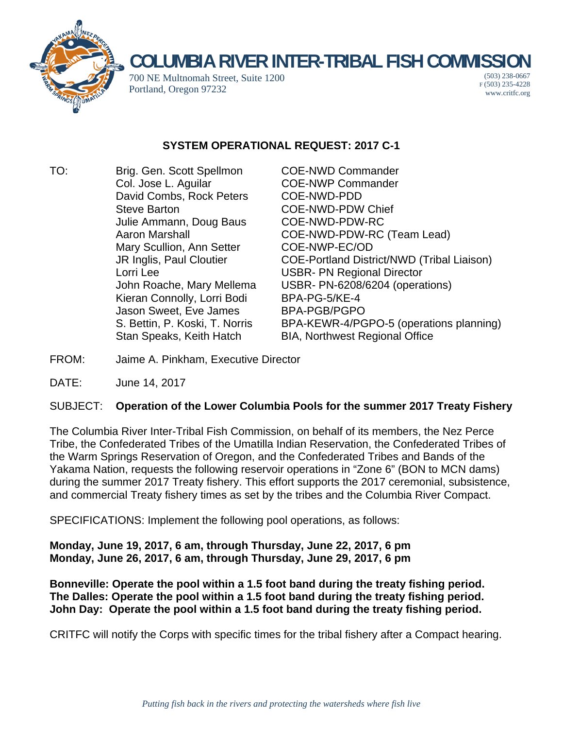# COLUMBIA RIVER INTER-TRIBAL FISH COMMISSION

700 NE Multnomah Street, Suite 1200
Portland, Oregon 97232

(503) 238-0667
F (503) 235-4228
www.critfc.org

## SYSTEM OPERATIONAL REQUEST: 2017 C-1

| TO: | | |
|---|---|---|
| | Brig. Gen. Scott Spellmon | COE-NWD Commander |
| | Col. Jose L. Aguilar | COE-NWP Commander |
| | David Combs, Rock Peters | COE-NWD-PDD |
| | Steve Barton | COE-NWD-PDW Chief |
| | Julie Ammann, Doug Baus | COE-NWD-PDW-RC |
| | Aaron Marshall | COE-NWD-PDW-RC (Team Lead) |
| | Mary Scullion, Ann Setter | COE-NWP-EC/OD |
| | JR Inglis, Paul Cloutier | COE-Portland District/NWD (Tribal Liaison) |
| | Lorri Lee | USBR- PN Regional Director |
| | John Roache, Mary Mellema | USBR- PN-6208/6204 (operations) |
| | Kieran Connolly, Lorri Bodi | BPA-PG-5/KE-4 |
| | Jason Sweet, Eve James | BPA-PGB/PGPO |
| | S. Bettin, P. Koski, T. Norris | BPA-KEWR-4/PGPO-5 (operations planning) |
| | Stan Speaks, Keith Hatch | BIA, Northwest Regional Office |

FROM: Jaime A. Pinkham, Executive Director

DATE: June 14, 2017

SUBJECT: **Operation of the Lower Columbia Pools for the summer 2017 Treaty Fishery**

The Columbia River Inter-Tribal Fish Commission, on behalf of its members, the Nez Perce Tribe, the Confederated Tribes of the Umatilla Indian Reservation, the Confederated Tribes of the Warm Springs Reservation of Oregon, and the Confederated Tribes and Bands of the Yakama Nation, requests the following reservoir operations in "Zone 6" (BON to MCN dams) during the summer 2017 Treaty fishery. This effort supports the 2017 ceremonial, subsistence, and commercial Treaty fishery times as set by the tribes and the Columbia River Compact.

SPECIFICATIONS: Implement the following pool operations, as follows:

**Monday, June 19, 2017, 6 am, through Thursday, June 22, 2017, 6 pm**
**Monday, June 26, 2017, 6 am, through Thursday, June 29, 2017, 6 pm**

**Bonneville: Operate the pool within a 1.5 foot band during the treaty fishing period.**
**The Dalles: Operate the pool within a 1.5 foot band during the treaty fishing period.**
**John Day: Operate the pool within a 1.5 foot band during the treaty fishing period.**

CRITFC will notify the Corps with specific times for the tribal fishery after a Compact hearing.

*Putting fish back in the rivers and protecting the watersheds where fish live*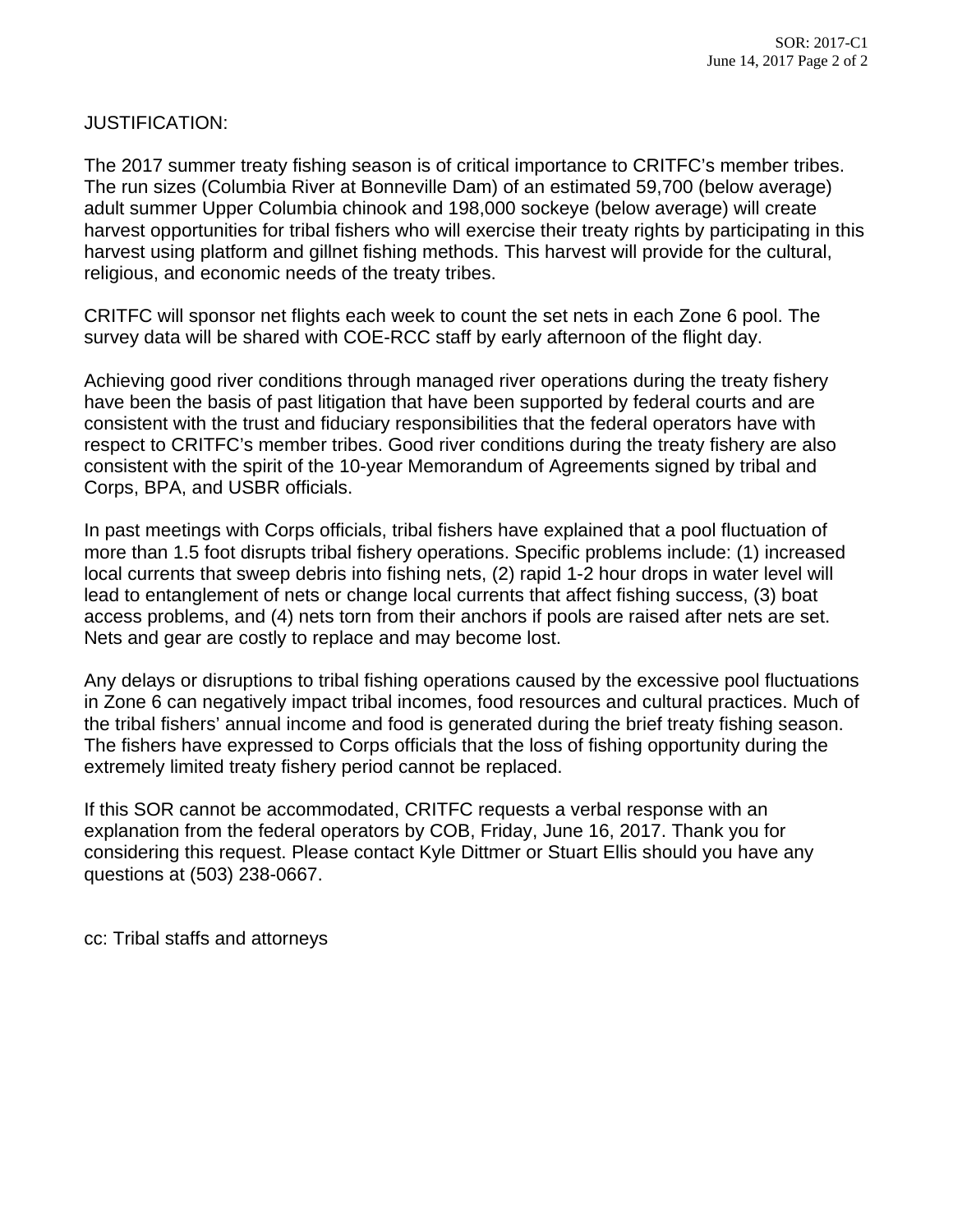JUSTIFICATION:

The 2017 summer treaty fishing season is of critical importance to CRITFC's member tribes. The run sizes (Columbia River at Bonneville Dam) of an estimated 59,700 (below average) adult summer Upper Columbia chinook and 198,000 sockeye (below average) will create harvest opportunities for tribal fishers who will exercise their treaty rights by participating in this harvest using platform and gillnet fishing methods. This harvest will provide for the cultural, religious, and economic needs of the treaty tribes.

CRITFC will sponsor net flights each week to count the set nets in each Zone 6 pool. The survey data will be shared with COE-RCC staff by early afternoon of the flight day.

Achieving good river conditions through managed river operations during the treaty fishery have been the basis of past litigation that have been supported by federal courts and are consistent with the trust and fiduciary responsibilities that the federal operators have with respect to CRITFC's member tribes. Good river conditions during the treaty fishery are also consistent with the spirit of the 10-year Memorandum of Agreements signed by tribal and Corps, BPA, and USBR officials.

In past meetings with Corps officials, tribal fishers have explained that a pool fluctuation of more than 1.5 foot disrupts tribal fishery operations. Specific problems include: (1) increased local currents that sweep debris into fishing nets, (2) rapid 1-2 hour drops in water level will lead to entanglement of nets or change local currents that affect fishing success, (3) boat access problems, and (4) nets torn from their anchors if pools are raised after nets are set. Nets and gear are costly to replace and may become lost.

Any delays or disruptions to tribal fishing operations caused by the excessive pool fluctuations in Zone 6 can negatively impact tribal incomes, food resources and cultural practices. Much of the tribal fishers' annual income and food is generated during the brief treaty fishing season. The fishers have expressed to Corps officials that the loss of fishing opportunity during the extremely limited treaty fishery period cannot be replaced.

If this SOR cannot be accommodated, CRITFC requests a verbal response with an explanation from the federal operators by COB, Friday, June 16, 2017. Thank you for considering this request. Please contact Kyle Dittmer or Stuart Ellis should you have any questions at (503) 238-0667.

cc: Tribal staffs and attorneys